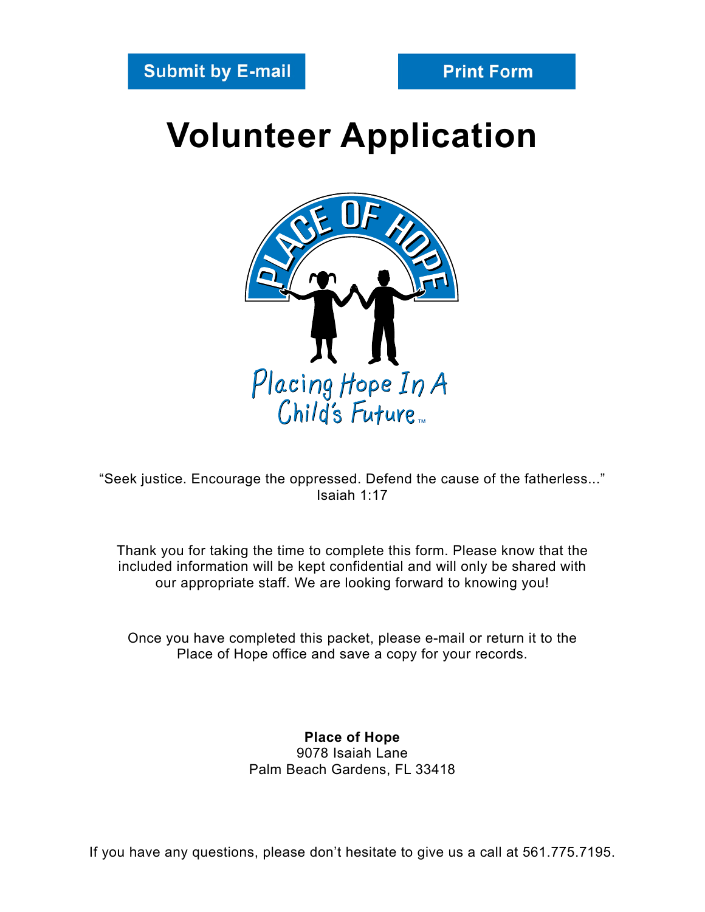Submit by E-mail

Print Form

# Volunteer Application

PLACE OF HOPE

Placing Hope In A Child's Future™

"Seek justice. Encourage the oppressed. Defend the cause of the fatherless..."
Isaiah 1:17

Thank you for taking the time to complete this form. Please know that the included information will be kept confidential and will only be shared with our appropriate staff. We are looking forward to knowing you!

Once you have completed this packet, please e-mail or return it to the Place of Hope office and save a copy for your records.

**Place of Hope**
9078 Isaiah Lane
Palm Beach Gardens, FL 33418

If you have any questions, please don't hesitate to give us a call at 561.775.7195.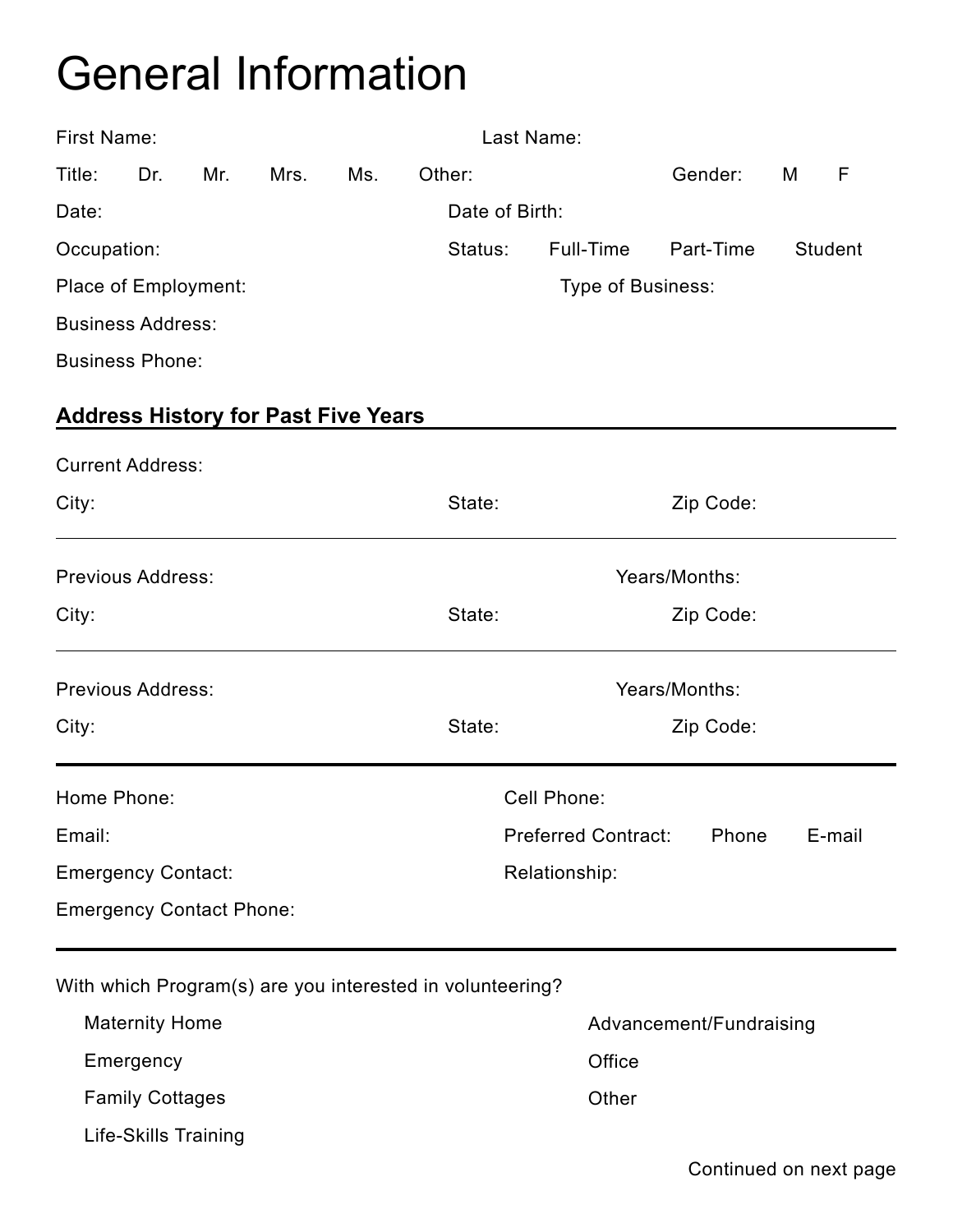# General Information

First Name: Last Name:

Title: Dr. Mr. Mrs. Ms. Other: Gender: M F

Date: Date of Birth:

Occupation: Status: Full-Time Part-Time Student

Place of Employment: Type of Business:

Business Address:

Business Phone:

**Address History for Past Five Years**

Current Address:

City: State: Zip Code:

---

Previous Address: Years/Months:

City: State: Zip Code:

---

Previous Address: Years/Months:

City: State: Zip Code:

---

Home Phone: Cell Phone:

Email: Preferred Contract: Phone E-mail

Emergency Contact: Relationship:

Emergency Contact Phone:

---

With which Program(s) are you interested in volunteering?

- Maternity Home
- Emergency
- Family Cottages
- Life-Skills Training
- Advancement/Fundraising
- Office
- Other

Continued on next page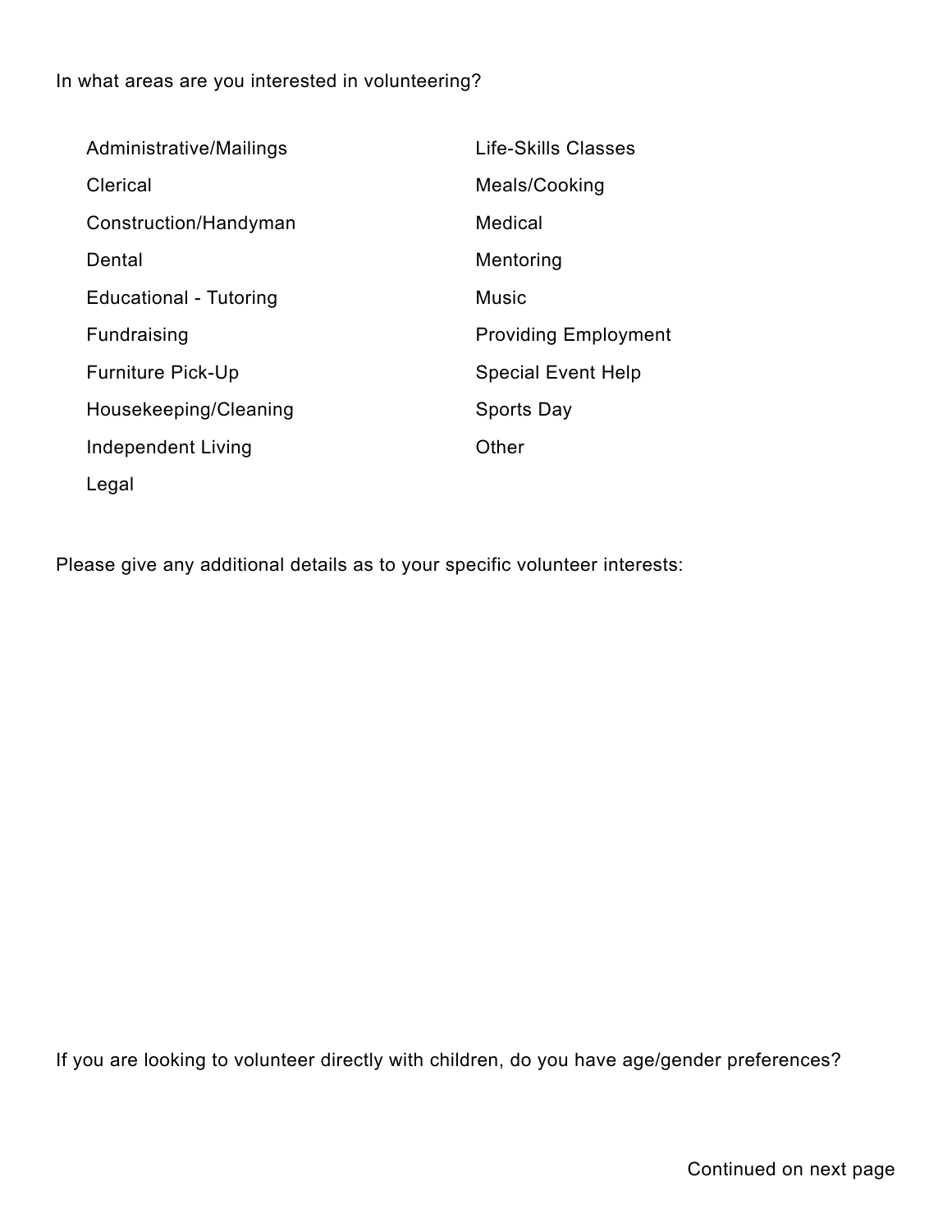In what areas are you interested in volunteering?

- Administrative/Mailings
- Clerical
- Construction/Handyman
- Dental
- Educational - Tutoring
- Fundraising
- Furniture Pick-Up
- Housekeeping/Cleaning
- Independent Living
- Legal
- Life-Skills Classes
- Meals/Cooking
- Medical
- Mentoring
- Music
- Providing Employment
- Special Event Help
- Sports Day
- Other

Please give any additional details as to your specific volunteer interests:

If you are looking to volunteer directly with children, do you have age/gender preferences?

Continued on next page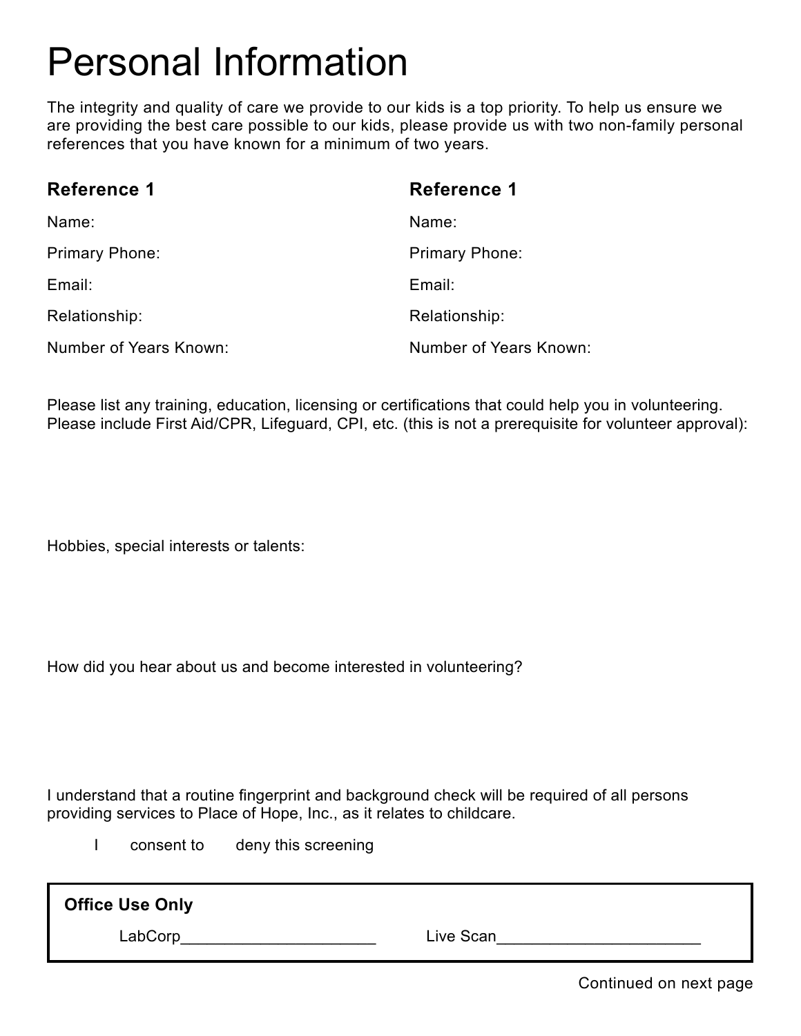# Personal Information

The integrity and quality of care we provide to our kids is a top priority. To help us ensure we are providing the best care possible to our kids, please provide us with two non-family personal references that you have known for a minimum of two years.

**Reference 1**

Name:

Primary Phone:

Email:

Relationship:

Number of Years Known:

**Reference 1**

Name:

Primary Phone:

Email:

Relationship:

Number of Years Known:

Please list any training, education, licensing or certifications that could help you in volunteering. Please include First Aid/CPR, Lifeguard, CPI, etc. (this is not a prerequisite for volunteer approval):

Hobbies, special interests or talents:

How did you hear about us and become interested in volunteering?

I understand that a routine fingerprint and background check will be required of all persons providing services to Place of Hope, Inc., as it relates to childcare.

I consent to deny this screening

**Office Use Only**

LabCorp______________________ Live Scan_______________________

Continued on next page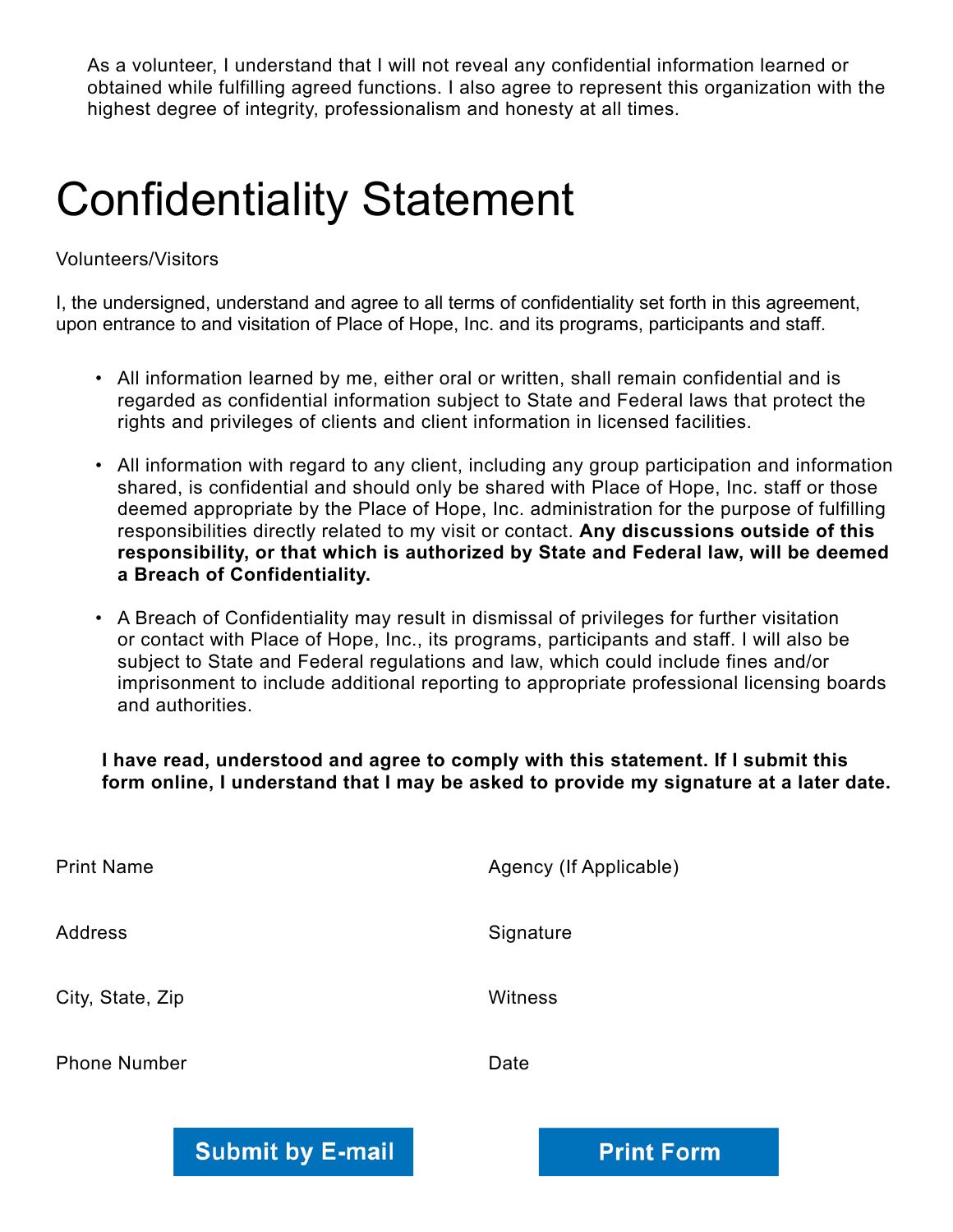As a volunteer, I understand that I will not reveal any confidential information learned or obtained while fulfilling agreed functions. I also agree to represent this organization with the highest degree of integrity, professionalism and honesty at all times.

# Confidentiality Statement

Volunteers/Visitors

I, the undersigned, understand and agree to all terms of confidentiality set forth in this agreement, upon entrance to and visitation of Place of Hope, Inc. and its programs, participants and staff.

- All information learned by me, either oral or written, shall remain confidential and is regarded as confidential information subject to State and Federal laws that protect the rights and privileges of clients and client information in licensed facilities.
- All information with regard to any client, including any group participation and information shared, is confidential and should only be shared with Place of Hope, Inc. staff or those deemed appropriate by the Place of Hope, Inc. administration for the purpose of fulfilling responsibilities directly related to my visit or contact. **Any discussions outside of this responsibility, or that which is authorized by State and Federal law, will be deemed a Breach of Confidentiality.**
- A Breach of Confidentiality may result in dismissal of privileges for further visitation or contact with Place of Hope, Inc., its programs, participants and staff. I will also be subject to State and Federal regulations and law, which could include fines and/or imprisonment to include additional reporting to appropriate professional licensing boards and authorities.

**I have read, understood and agree to comply with this statement. If I submit this form online, I understand that I may be asked to provide my signature at a later date.**

Print Name

Agency (If Applicable)

Address

Signature

City, State, Zip

Witness

Phone Number

Date

Submit by E-mail

Print Form